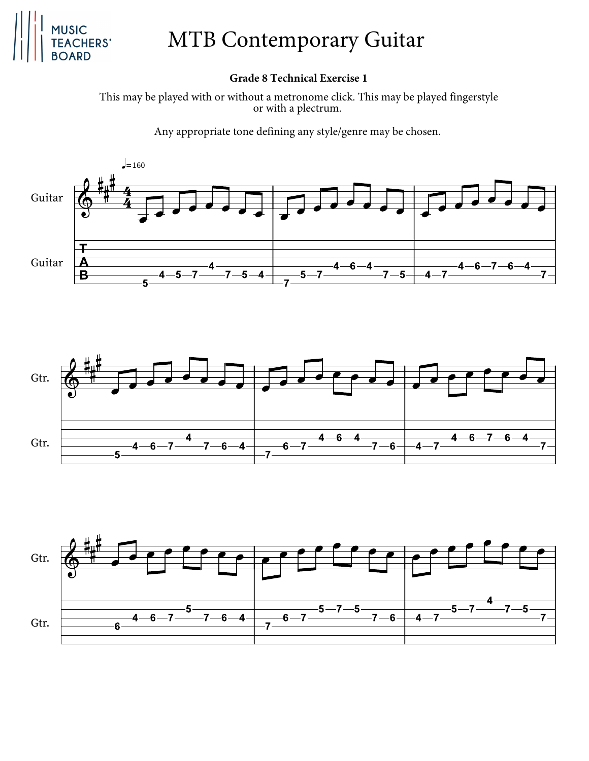# MTB Contemporary Guitar

**Grade 8 Technical Exercise 1**

This may be played with or without a metronome click. This may be played fingerstyle or with a plectrum.

Any appropriate tone defining any style/genre may be chosen.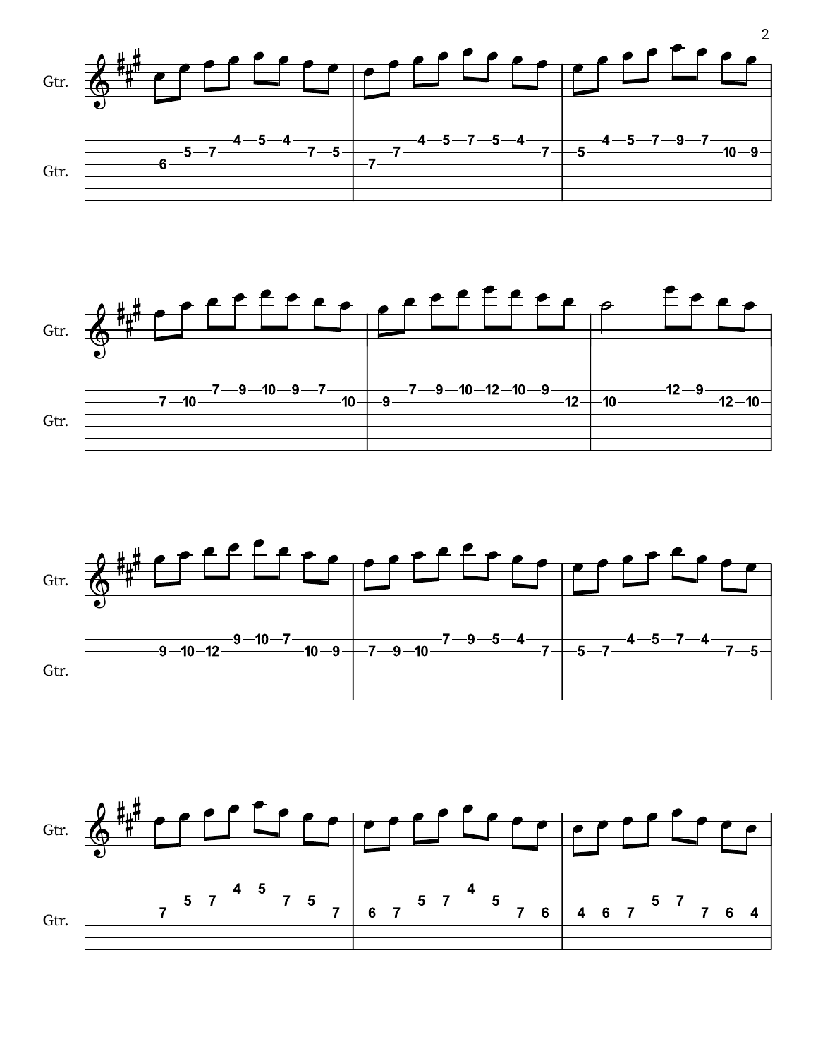Gtr.

```
e|-------------4--5--4--------|-------4--5--7--5--4-----|----4--5--7--9--7--------|
B|-------5--7-----------7--5--|----7-----------------7--|-5-------------------10-9-|
G|----6-----------------------|-7-----------------------|--------------------------|
D|----------------------------|-------------------------|--------------------------|
A|----------------------------|-------------------------|--------------------------|
E|----------------------------|-------------------------|--------------------------|

e|--------7--9--10-9--7------|------7--9--10-12-10-9------|--------12-9---------|
B|-7--10-----------------10--|-9-------------------12-----|-10----------12-10---|
G|---------------------------|----------------------------|----------------------|
D|---------------------------|----------------------------|----------------------|
A|---------------------------|----------------------------|----------------------|
E|---------------------------|----------------------------|----------------------|

e|-----------9--10-7---------|----------7--9--5--4------|-------4--5--7--4-------|
B|-9--10-12-----------10-9---|-7--9--10-------------7---|-5--7-------------7--5--|
G|---------------------------|--------------------------|------------------------|
D|---------------------------|--------------------------|------------------------|
A|---------------------------|--------------------------|------------------------|
E|---------------------------|--------------------------|------------------------|

e|----------4--5-----------|-------------4-----------|-------------------------|
B|----5--7--------7--5-----|-------5--7-----5--------|----------5--7-----------|
G|-7-----------------------7-|-6--7-----------------7--6-|-4--6--7---------7--6--4-|
D|-------------------------|-------------------------|-------------------------|
A|-------------------------|-------------------------|-------------------------|
E|-------------------------|-------------------------|-------------------------|
```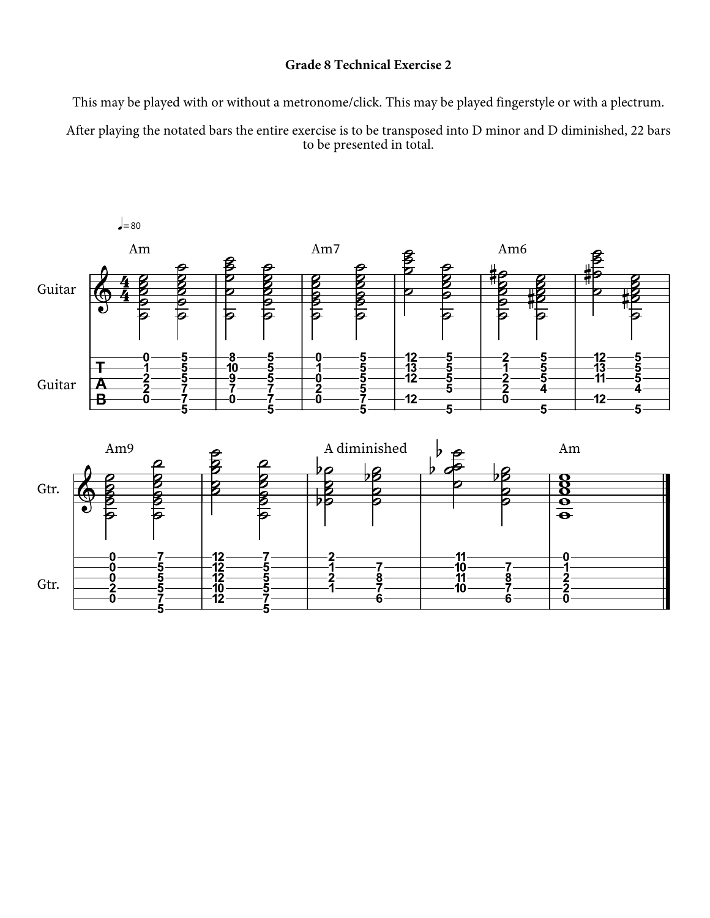**Grade 8 Technical Exercise 2**

This may be played with or without a metronome/click. This may be played fingerstyle or with a plectrum.

After playing the notated bars the entire exercise is to be transposed into D minor and D diminished, 22 bars to be presented in total.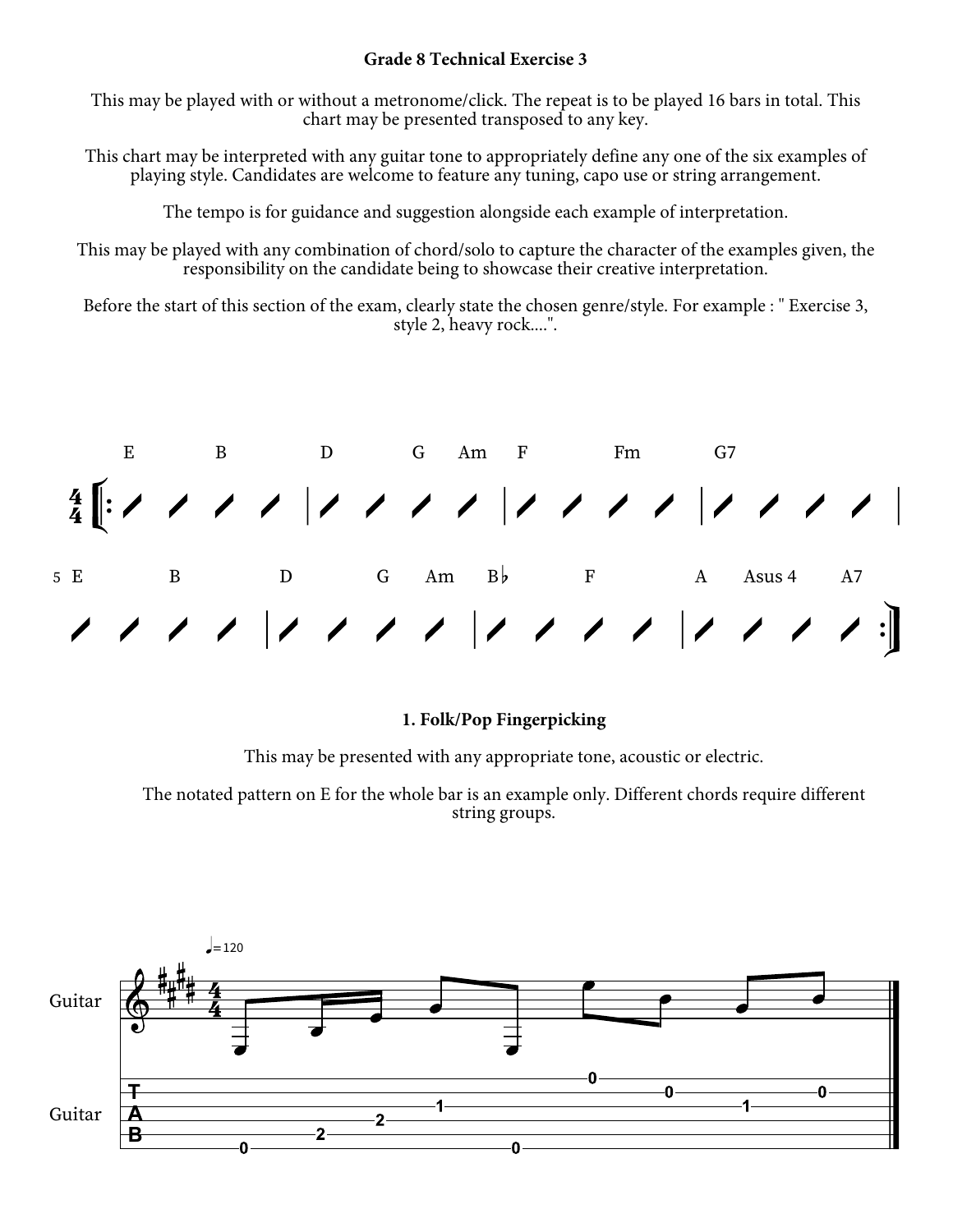**Grade 8 Technical Exercise 3**

This may be played with or without a metronome/click. The repeat is to be played 16 bars in total. This chart may be presented transposed to any key.

This chart may be interpreted with any guitar tone to appropriately define any one of the six examples of playing style. Candidates are welcome to feature any tuning, capo use or string arrangement.

The tempo is for guidance and suggestion alongside each example of interpretation.

This may be played with any combination of chord/solo to capture the character of the examples given, the responsibility on the candidate being to showcase their creative interpretation.

Before the start of this section of the exam, clearly state the chosen genre/style. For example : " Exercise 3, style 2, heavy rock....".

4/4

| Bar | Chords |
|---|---|
| 1 | E B |
| 2 | D G Am |
| 3 | F Fm |
| 4 | G7 |
| 5 | E B |
| 6 | D G Am |
| 7 | B♭ F |
| 8 | A Asus 4 A7 |

**1. Folk/Pop Fingerpicking**

This may be presented with any appropriate tone, acoustic or electric.

The notated pattern on E for the whole bar is an example only. Different chords require different string groups.

♩=120

Guitar (TAB):

```
e|---------------------------------|
B|-----------------0-------------- |
G|------------------------0----0---|
D|-----------1-----------1---------|
A|--------2------------------------|
E|-0---2------------0--------------|
```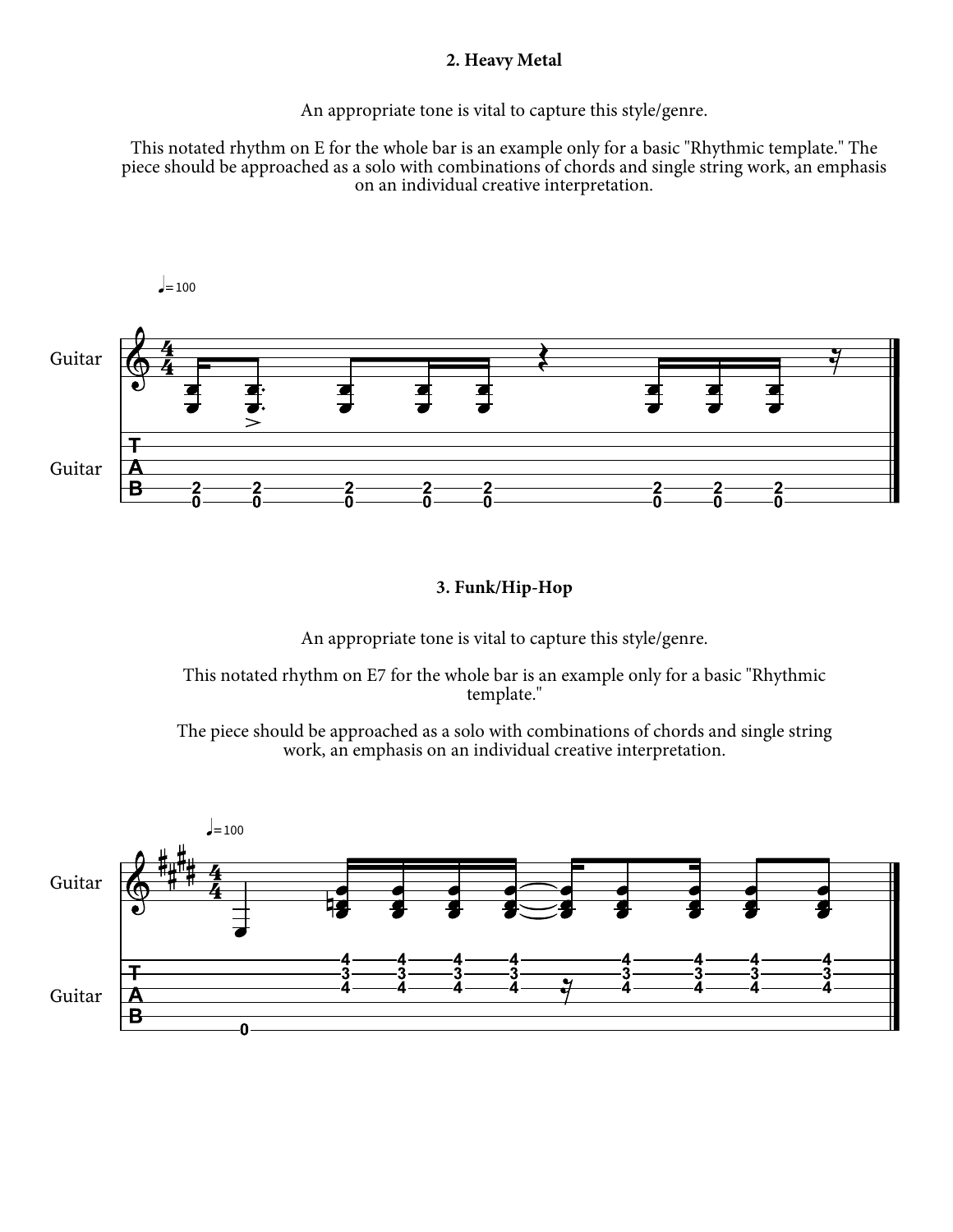## 2. Heavy Metal

An appropriate tone is vital to capture this style/genre.

This notated rhythm on E for the whole bar is an example only for a basic "Rhythmic template." The piece should be approached as a solo with combinations of chords and single string work, an emphasis on an individual creative interpretation.

## 3. Funk/Hip-Hop

An appropriate tone is vital to capture this style/genre.

This notated rhythm on E7 for the whole bar is an example only for a basic "Rhythmic template."

The piece should be approached as a solo with combinations of chords and single string work, an emphasis on an individual creative interpretation.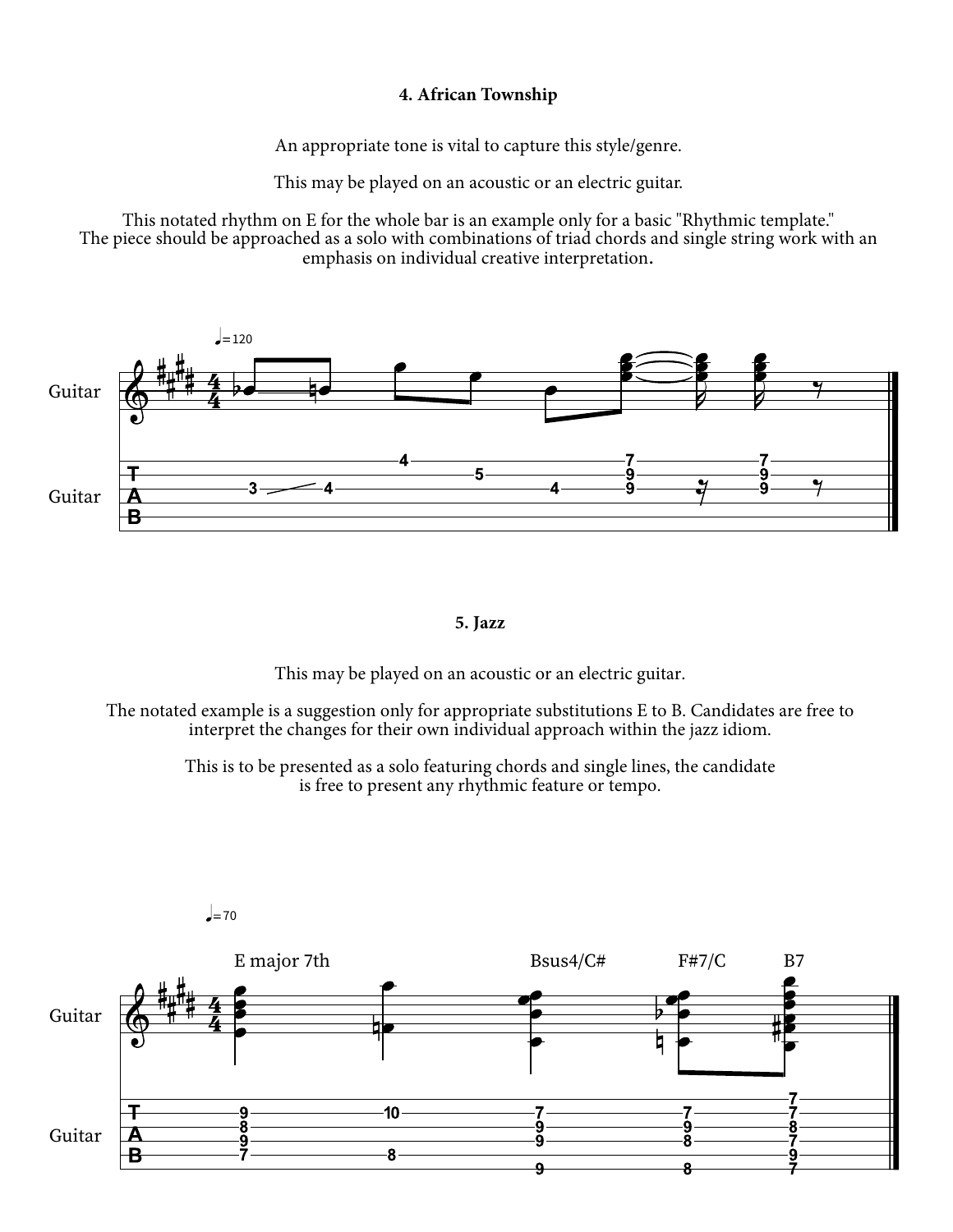### 4. African Township

An appropriate tone is vital to capture this style/genre.

This may be played on an acoustic or an electric guitar.

This notated rhythm on E for the whole bar is an example only for a basic "Rhythmic template."
The piece should be approached as a solo with combinations of triad chords and single string work with an emphasis on individual creative interpretation.

### 5. Jazz

This may be played on an acoustic or an electric guitar.

The notated example is a suggestion only for appropriate substitutions E to B. Candidates are free to interpret the changes for their own individual approach within the jazz idiom.

This is to be presented as a solo featuring chords and single lines, the candidate is free to present any rhythmic feature or tempo.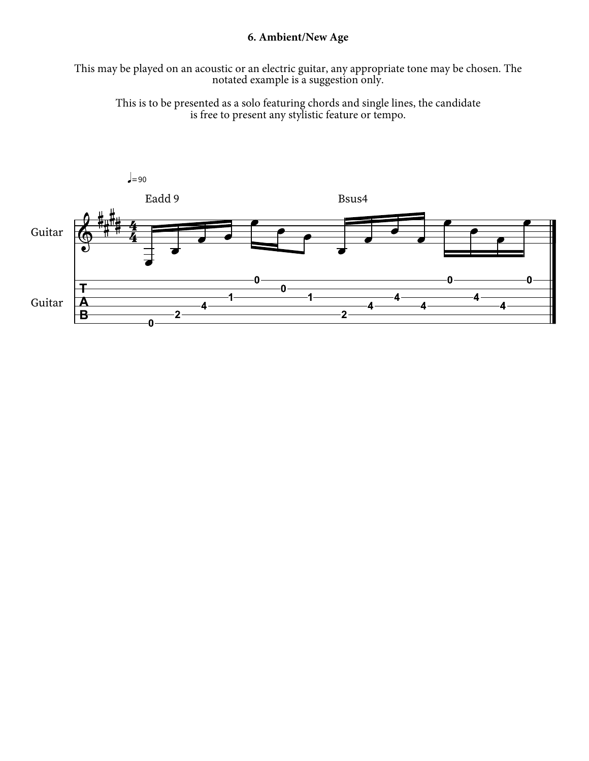### 6. Ambient/New Age

This may be played on an acoustic or an electric guitar, any appropriate tone may be chosen. The notated example is a suggestion only.

This is to be presented as a solo featuring chords and single lines, the candidate is free to present any stylistic feature or tempo.